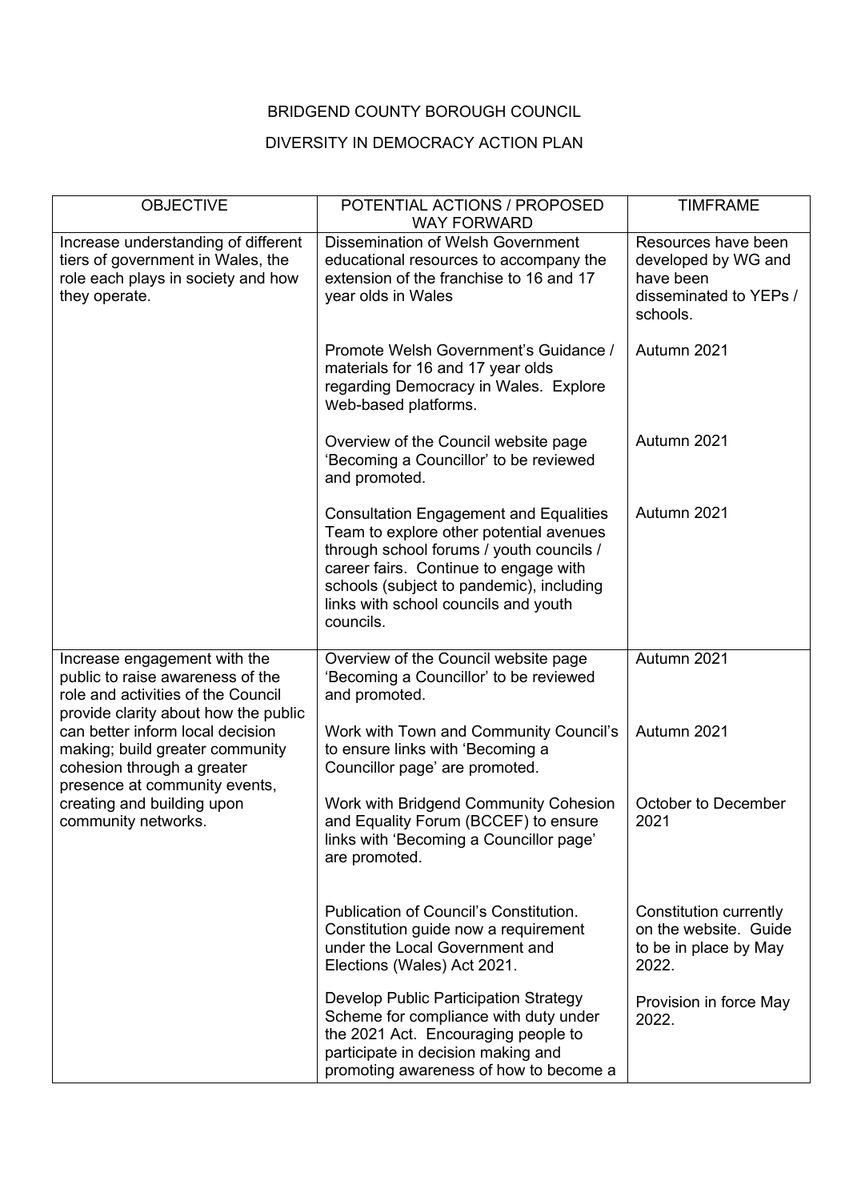BRIDGEND COUNTY BOROUGH COUNCIL

DIVERSITY IN DEMOCRACY ACTION PLAN

| OBJECTIVE | POTENTIAL ACTIONS / PROPOSED WAY FORWARD | TIMFRAME |
|---|---|---|
| Increase understanding of different tiers of government in Wales, the role each plays in society and how they operate. | Dissemination of Welsh Government educational resources to accompany the extension of the franchise to 16 and 17 year olds in Wales | Resources have been developed by WG and have been disseminated to YEPs / schools. |
| | Promote Welsh Government's Guidance / materials for 16 and 17 year olds regarding Democracy in Wales. Explore Web-based platforms. | Autumn 2021 |
| | Overview of the Council website page 'Becoming a Councillor' to be reviewed and promoted. | Autumn 2021 |
| | Consultation Engagement and Equalities Team to explore other potential avenues through school forums / youth councils / career fairs. Continue to engage with schools (subject to pandemic), including links with school councils and youth councils. | Autumn 2021 |
| Increase engagement with the public to raise awareness of the role and activities of the Council provide clarity about how the public can better inform local decision making; build greater community cohesion through a greater presence at community events, creating and building upon community networks. | Overview of the Council website page 'Becoming a Councillor' to be reviewed and promoted. | Autumn 2021 |
| | Work with Town and Community Council's to ensure links with 'Becoming a Councillor page' are promoted. | Autumn 2021 |
| | Work with Bridgend Community Cohesion and Equality Forum (BCCEF) to ensure links with 'Becoming a Councillor page' are promoted. | October to December 2021 |
| | Publication of Council's Constitution. Constitution guide now a requirement under the Local Government and Elections (Wales) Act 2021. | Constitution currently on the website. Guide to be in place by May 2022. |
| | Develop Public Participation Strategy Scheme for compliance with duty under the 2021 Act. Encouraging people to participate in decision making and promoting awareness of how to become a | Provision in force May 2022. |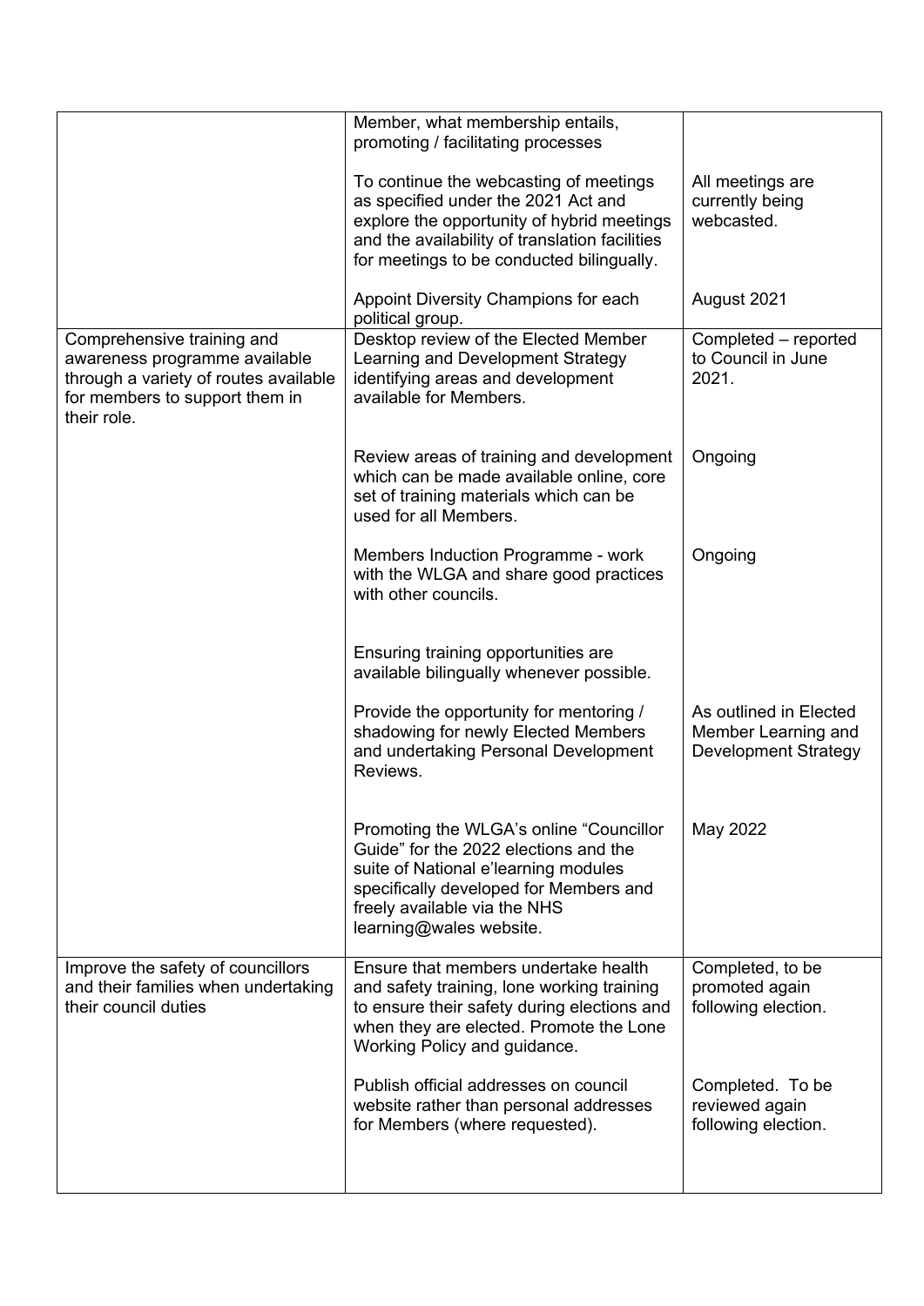| | | |
|---|---|---|
| | Member, what membership entails, promoting / facilitating processes<br><br>To continue the webcasting of meetings as specified under the 2021 Act and explore the opportunity of hybrid meetings and the availability of translation facilities for meetings to be conducted bilingually.<br><br>Appoint Diversity Champions for each political group. | <br><br>All meetings are currently being webcasted.<br><br><br><br>August 2021 |
| Comprehensive training and awareness programme available through a variety of routes available for members to support them in their role. | Desktop review of the Elected Member Learning and Development Strategy identifying areas and development available for Members.<br><br>Review areas of training and development which can be made available online, core set of training materials which can be used for all Members.<br><br>Members Induction Programme - work with the WLGA and share good practices with other councils.<br><br>Ensuring training opportunities are available bilingually whenever possible.<br><br>Provide the opportunity for mentoring / shadowing for newly Elected Members and undertaking Personal Development Reviews.<br><br>Promoting the WLGA's online "Councillor Guide" for the 2022 elections and the suite of National e'learning modules specifically developed for Members and freely available via the NHS learning@wales website. | Completed – reported to Council in June 2021.<br><br>Ongoing<br><br><br>Ongoing<br><br><br><br>As outlined in Elected Member Learning and Development Strategy<br><br>May 2022 |
| Improve the safety of councillors and their families when undertaking their council duties | Ensure that members undertake health and safety training, lone working training to ensure their safety during elections and when they are elected. Promote the Lone Working Policy and guidance.<br><br>Publish official addresses on council website rather than personal addresses for Members (where requested). | Completed, to be promoted again following election.<br><br><br>Completed. To be reviewed again following election. |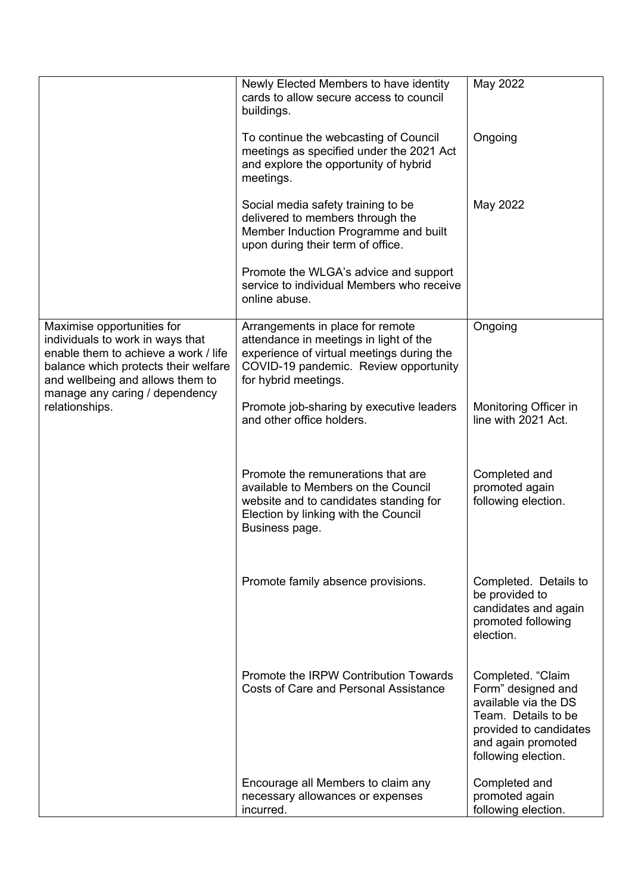| | | |
|---|---|---|
| | Newly Elected Members to have identity cards to allow secure access to council buildings. | May 2022 |
| | To continue the webcasting of Council meetings as specified under the 2021 Act and explore the opportunity of hybrid meetings. | Ongoing |
| | Social media safety training to be delivered to members through the Member Induction Programme and built upon during their term of office. | May 2022 |
| | Promote the WLGA's advice and support service to individual Members who receive online abuse. | |
| Maximise opportunities for individuals to work in ways that enable them to achieve a work / life balance which protects their welfare and wellbeing and allows them to manage any caring / dependency relationships. | Arrangements in place for remote attendance in meetings in light of the experience of virtual meetings during the COVID-19 pandemic. Review opportunity for hybrid meetings. | Ongoing |
| | Promote job-sharing by executive leaders and other office holders. | Monitoring Officer in line with 2021 Act. |
| | Promote the remunerations that are available to Members on the Council website and to candidates standing for Election by linking with the Council Business page. | Completed and promoted again following election. |
| | Promote family absence provisions. | Completed. Details to be provided to candidates and again promoted following election. |
| | Promote the IRPW Contribution Towards Costs of Care and Personal Assistance | Completed. "Claim Form" designed and available via the DS Team. Details to be provided to candidates and again promoted following election. |
| | Encourage all Members to claim any necessary allowances or expenses incurred. | Completed and promoted again following election. |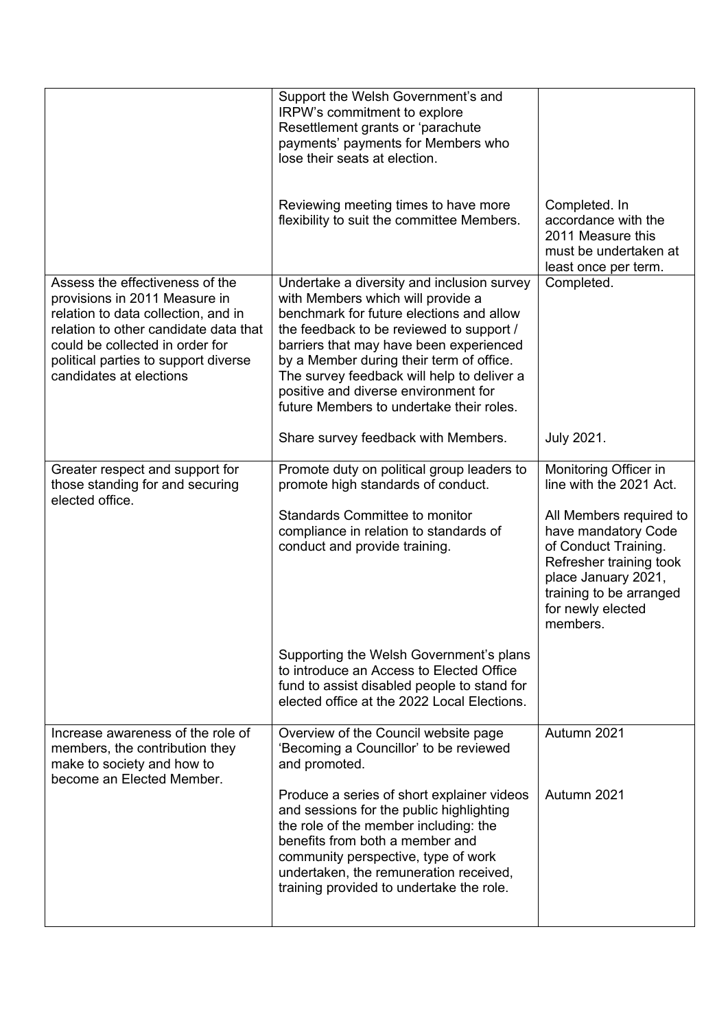| | | |
|---|---|---|
| | Support the Welsh Government's and IRPW's commitment to explore Resettlement grants or 'parachute payments' payments for Members who lose their seats at election. | |
| | Reviewing meeting times to have more flexibility to suit the committee Members. | Completed. In accordance with the 2011 Measure this must be undertaken at least once per term. |
| Assess the effectiveness of the provisions in 2011 Measure in relation to data collection, and in relation to other candidate data that could be collected in order for political parties to support diverse candidates at elections | Undertake a diversity and inclusion survey with Members which will provide a benchmark for future elections and allow the feedback to be reviewed to support / barriers that may have been experienced by a Member during their term of office. The survey feedback will help to deliver a positive and diverse environment for future Members to undertake their roles. | Completed. |
| | Share survey feedback with Members. | July 2021. |
| Greater respect and support for those standing for and securing elected office. | Promote duty on political group leaders to promote high standards of conduct. | Monitoring Officer in line with the 2021 Act. |
| | Standards Committee to monitor compliance in relation to standards of conduct and provide training. | All Members required to have mandatory Code of Conduct Training. Refresher training took place January 2021, training to be arranged for newly elected members. |
| | Supporting the Welsh Government's plans to introduce an Access to Elected Office fund to assist disabled people to stand for elected office at the 2022 Local Elections. | |
| Increase awareness of the role of members, the contribution they make to society and how to become an Elected Member. | Overview of the Council website page 'Becoming a Councillor' to be reviewed and promoted. | Autumn 2021 |
| | Produce a series of short explainer videos and sessions for the public highlighting the role of the member including: the benefits from both a member and community perspective, type of work undertaken, the remuneration received, training provided to undertake the role. | Autumn 2021 |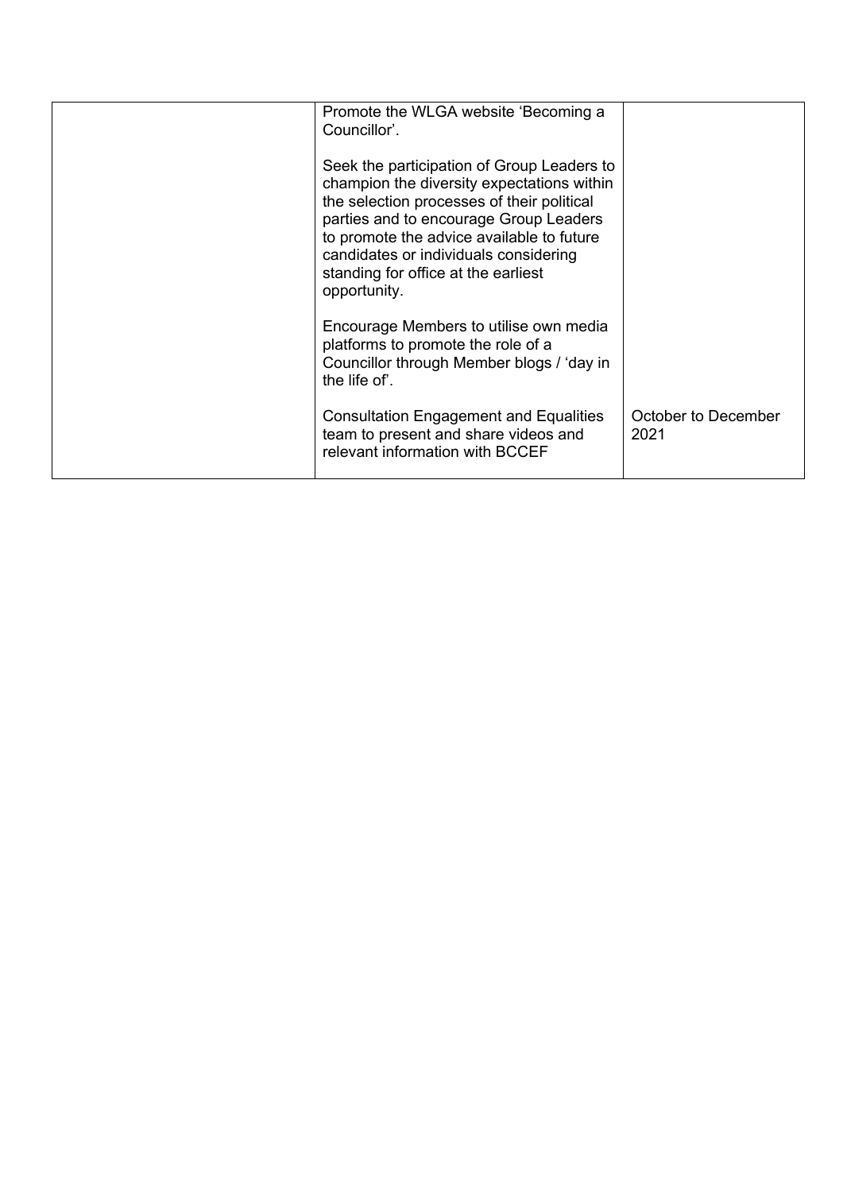| | | |
|---|---|---|
| | Promote the WLGA website 'Becoming a Councillor'.<br><br>Seek the participation of Group Leaders to champion the diversity expectations within the selection processes of their political parties and to encourage Group Leaders to promote the advice available to future candidates or individuals considering standing for office at the earliest opportunity.<br><br>Encourage Members to utilise own media platforms to promote the role of a Councillor through Member blogs / 'day in the life of'.<br><br>Consultation Engagement and Equalities team to present and share videos and relevant information with BCCEF | October to December 2021 |